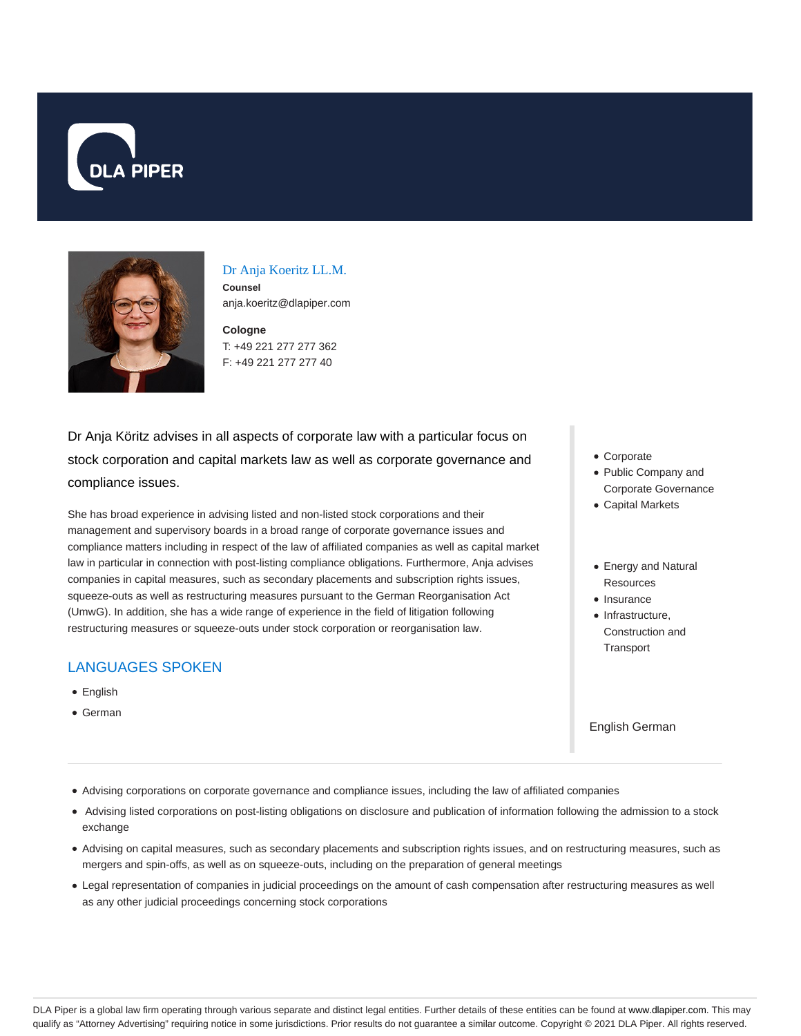DLA PIPER

# Dr Anja Koeritz LL.M.

**Counsel**

anja.koeritz@dlapiper.com

**Cologne**

T: +49 221 277 277 362

F: +49 221 277 277 40

Dr Anja Köritz advises in all aspects of corporate law with a particular focus on stock corporation and capital markets law as well as corporate governance and compliance issues.

She has broad experience in advising listed and non-listed stock corporations and their management and supervisory boards in a broad range of corporate governance issues and compliance matters including in respect of the law of affiliated companies as well as capital market law in particular in connection with post-listing compliance obligations. Furthermore, Anja advises companies in capital measures, such as secondary placements and subscription rights issues, squeeze-outs as well as restructuring measures pursuant to the German Reorganisation Act (UmwG). In addition, she has a wide range of experience in the field of litigation following restructuring measures or squeeze-outs under stock corporation or reorganisation law.

## LANGUAGES SPOKEN

- English
- German

- Corporate
- Public Company and Corporate Governance
- Capital Markets

- Energy and Natural Resources
- Insurance
- Infrastructure, Construction and Transport

English German

- Advising corporations on corporate governance and compliance issues, including the law of affiliated companies
- Advising listed corporations on post-listing obligations on disclosure and publication of information following the admission to a stock exchange
- Advising on capital measures, such as secondary placements and subscription rights issues, and on restructuring measures, such as mergers and spin-offs, as well as on squeeze-outs, including on the preparation of general meetings
- Legal representation of companies in judicial proceedings on the amount of cash compensation after restructuring measures as well as any other judicial proceedings concerning stock corporations

DLA Piper is a global law firm operating through various separate and distinct legal entities. Further details of these entities can be found at www.dlapiper.com. This may qualify as "Attorney Advertising" requiring notice in some jurisdictions. Prior results do not guarantee a similar outcome. Copyright © 2021 DLA Piper. All rights reserved.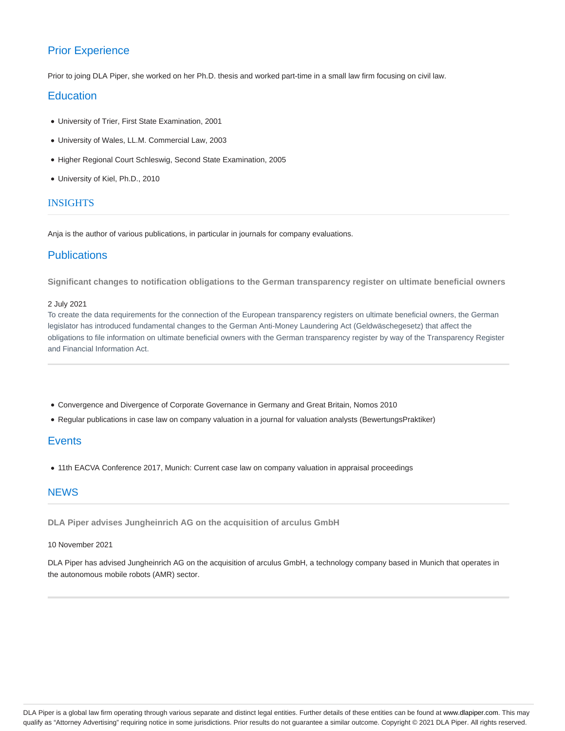## Prior Experience

Prior to joing DLA Piper, she worked on her Ph.D. thesis and worked part-time in a small law firm focusing on civil law.

## Education

- University of Trier, First State Examination, 2001
- University of Wales, LL.M. Commercial Law, 2003
- Higher Regional Court Schleswig, Second State Examination, 2005
- University of Kiel, Ph.D., 2010

## INSIGHTS

Anja is the author of various publications, in particular in journals for company evaluations.

## Publications

**Significant changes to notification obligations to the German transparency register on ultimate beneficial owners**

2 July 2021

To create the data requirements for the connection of the European transparency registers on ultimate beneficial owners, the German legislator has introduced fundamental changes to the German Anti-Money Laundering Act (Geldwäschegesetz) that affect the obligations to file information on ultimate beneficial owners with the German transparency register by way of the Transparency Register and Financial Information Act.

- Convergence and Divergence of Corporate Governance in Germany and Great Britain, Nomos 2010
- Regular publications in case law on company valuation in a journal for valuation analysts (BewertungsPraktiker)

## Events

- 11th EACVA Conference 2017, Munich: Current case law on company valuation in appraisal proceedings

## NEWS

**DLA Piper advises Jungheinrich AG on the acquisition of arculus GmbH**

10 November 2021

DLA Piper has advised Jungheinrich AG on the acquisition of arculus GmbH, a technology company based in Munich that operates in the autonomous mobile robots (AMR) sector.

DLA Piper is a global law firm operating through various separate and distinct legal entities. Further details of these entities can be found at www.dlapiper.com. This may qualify as "Attorney Advertising" requiring notice in some jurisdictions. Prior results do not guarantee a similar outcome. Copyright © 2021 DLA Piper. All rights reserved.